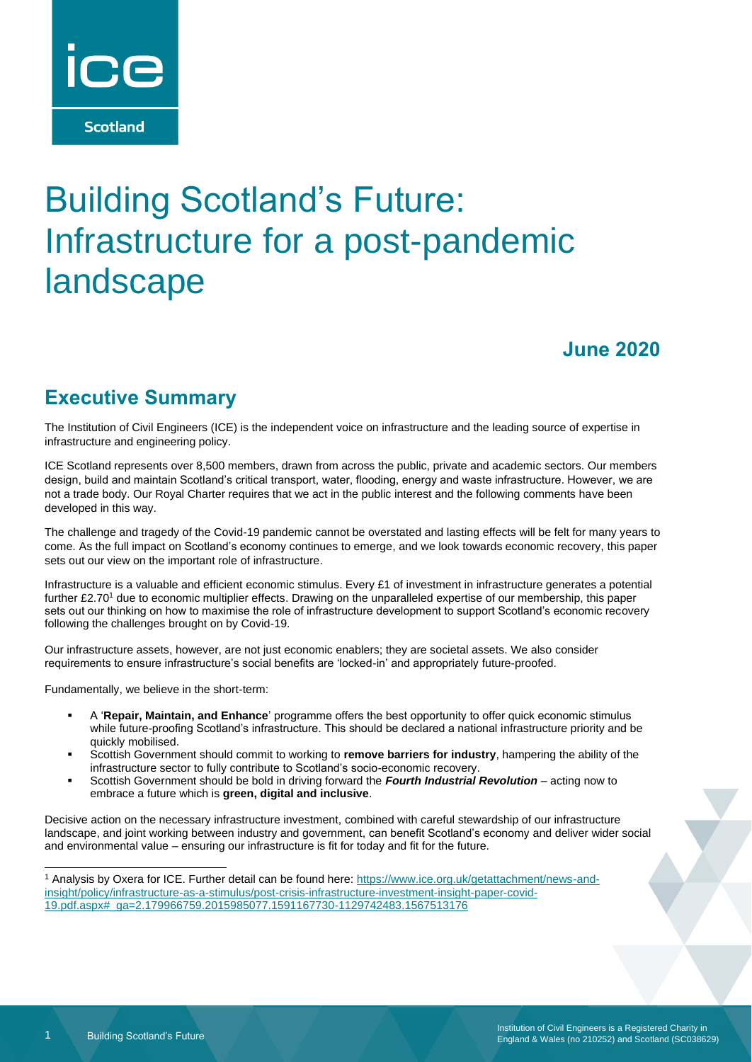ice

Scotland

# Building Scotland's Future: Infrastructure for a post-pandemic landscape

**June 2020**

## Executive Summary

The Institution of Civil Engineers (ICE) is the independent voice on infrastructure and the leading source of expertise in infrastructure and engineering policy.

ICE Scotland represents over 8,500 members, drawn from across the public, private and academic sectors. Our members design, build and maintain Scotland's critical transport, water, flooding, energy and waste infrastructure. However, we are not a trade body. Our Royal Charter requires that we act in the public interest and the following comments have been developed in this way.

The challenge and tragedy of the Covid-19 pandemic cannot be overstated and lasting effects will be felt for many years to come. As the full impact on Scotland's economy continues to emerge, and we look towards economic recovery, this paper sets out our view on the important role of infrastructure.

Infrastructure is a valuable and efficient economic stimulus. Every £1 of investment in infrastructure generates a potential further £2.70[1] due to economic multiplier effects. Drawing on the unparalleled expertise of our membership, this paper sets out our thinking on how to maximise the role of infrastructure development to support Scotland's economic recovery following the challenges brought on by Covid-19.

Our infrastructure assets, however, are not just economic enablers; they are societal assets. We also consider requirements to ensure infrastructure's social benefits are 'locked-in' and appropriately future-proofed.

Fundamentally, we believe in the short-term:

- A '**Repair, Maintain, and Enhance**' programme offers the best opportunity to offer quick economic stimulus while future-proofing Scotland's infrastructure. This should be declared a national infrastructure priority and be quickly mobilised.
- Scottish Government should commit to working to **remove barriers for industry**, hampering the ability of the infrastructure sector to fully contribute to Scotland's socio-economic recovery.
- Scottish Government should be bold in driving forward the ***Fourth Industrial Revolution*** – acting now to embrace a future which is **green, digital and inclusive**.

Decisive action on the necessary infrastructure investment, combined with careful stewardship of our infrastructure landscape, and joint working between industry and government, can benefit Scotland's economy and deliver wider social and environmental value – ensuring our infrastructure is fit for today and fit for the future.

---

[1] Analysis by Oxera for ICE. Further detail can be found here: https://www.ice.org.uk/getattachment/news-and-insight/policy/infrastructure-as-a-stimulus/post-crisis-infrastructure-investment-insight-paper-covid-19.pdf.aspx#_ga=2.179966759.2015985077.1591167730-1129742483.1567513176

Institution of Civil Engineers is a Registered Charity in England & Wales (no 210252) and Scotland (SC038629)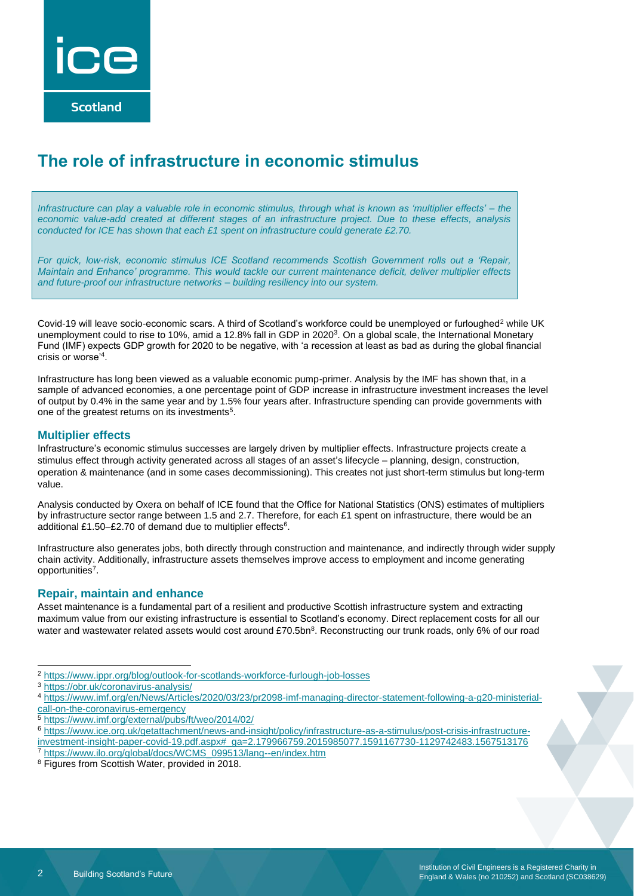# The role of infrastructure in economic stimulus

*Infrastructure can play a valuable role in economic stimulus, through what is known as 'multiplier effects' – the economic value-add created at different stages of an infrastructure project. Due to these effects, analysis conducted for ICE has shown that each £1 spent on infrastructure could generate £2.70.*

*For quick, low-risk, economic stimulus ICE Scotland recommends Scottish Government rolls out a 'Repair, Maintain and Enhance' programme. This would tackle our current maintenance deficit, deliver multiplier effects and future-proof our infrastructure networks – building resiliency into our system.*

Covid-19 will leave socio-economic scars. A third of Scotland's workforce could be unemployed or furloughed[2] while UK unemployment could to rise to 10%, amid a 12.8% fall in GDP in 2020[3]. On a global scale, the International Monetary Fund (IMF) expects GDP growth for 2020 to be negative, with 'a recession at least as bad as during the global financial crisis or worse'[4].

Infrastructure has long been viewed as a valuable economic pump-primer. Analysis by the IMF has shown that, in a sample of advanced economies, a one percentage point of GDP increase in infrastructure investment increases the level of output by 0.4% in the same year and by 1.5% four years after. Infrastructure spending can provide governments with one of the greatest returns on its investments[5].

## Multiplier effects

Infrastructure's economic stimulus successes are largely driven by multiplier effects. Infrastructure projects create a stimulus effect through activity generated across all stages of an asset's lifecycle – planning, design, construction, operation & maintenance (and in some cases decommissioning). This creates not just short-term stimulus but long-term value.

Analysis conducted by Oxera on behalf of ICE found that the Office for National Statistics (ONS) estimates of multipliers by infrastructure sector range between 1.5 and 2.7. Therefore, for each £1 spent on infrastructure, there would be an additional £1.50–£2.70 of demand due to multiplier effects[6].

Infrastructure also generates jobs, both directly through construction and maintenance, and indirectly through wider supply chain activity. Additionally, infrastructure assets themselves improve access to employment and income generating opportunities[7].

## Repair, maintain and enhance

Asset maintenance is a fundamental part of a resilient and productive Scottish infrastructure system and extracting maximum value from our existing infrastructure is essential to Scotland's economy. Direct replacement costs for all our water and wastewater related assets would cost around £70.5bn[8]. Reconstructing our trunk roads, only 6% of our road

---

[2] https://www.ippr.org/blog/outlook-for-scotlands-workforce-furlough-job-losses

[3] https://obr.uk/coronavirus-analysis/

[4] https://www.imf.org/en/News/Articles/2020/03/23/pr2098-imf-managing-director-statement-following-a-g20-ministerial-call-on-the-coronavirus-emergency

[5] https://www.imf.org/external/pubs/ft/weo/2014/02/

[6] https://www.ice.org.uk/getattachment/news-and-insight/policy/infrastructure-as-a-stimulus/post-crisis-infrastructure-investment-insight-paper-covid-19.pdf.aspx#_ga=2.179966759.2015985077.1591167730-1129742483.1567513176

[7] https://www.ilo.org/global/docs/WCMS_099513/lang--en/index.htm

[8] Figures from Scottish Water, provided in 2018.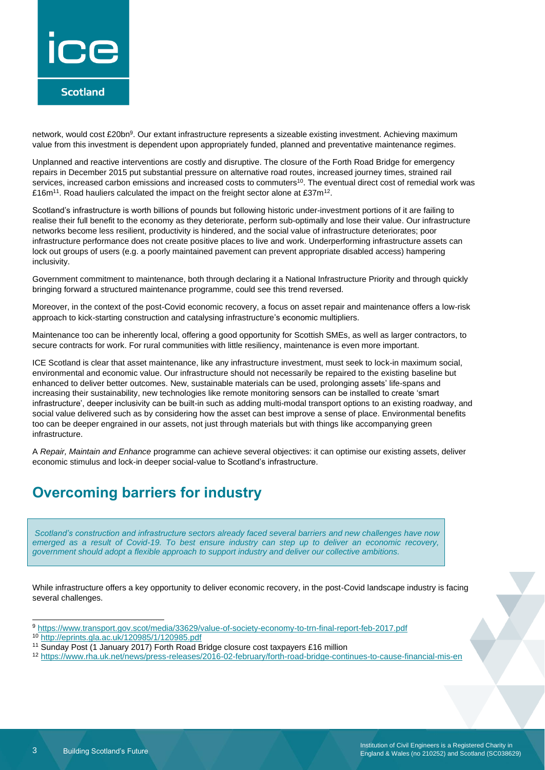network, would cost £20bn[9]. Our extant infrastructure represents a sizeable existing investment. Achieving maximum value from this investment is dependent upon appropriately funded, planned and preventative maintenance regimes.

Unplanned and reactive interventions are costly and disruptive. The closure of the Forth Road Bridge for emergency repairs in December 2015 put substantial pressure on alternative road routes, increased journey times, strained rail services, increased carbon emissions and increased costs to commuters[10]. The eventual direct cost of remedial work was £16m[11]. Road hauliers calculated the impact on the freight sector alone at £37m[12].

Scotland's infrastructure is worth billions of pounds but following historic under-investment portions of it are failing to realise their full benefit to the economy as they deteriorate, perform sub-optimally and lose their value. Our infrastructure networks become less resilient, productivity is hindered, and the social value of infrastructure deteriorates; poor infrastructure performance does not create positive places to live and work. Underperforming infrastructure assets can lock out groups of users (e.g. a poorly maintained pavement can prevent appropriate disabled access) hampering inclusivity.

Government commitment to maintenance, both through declaring it a National Infrastructure Priority and through quickly bringing forward a structured maintenance programme, could see this trend reversed.

Moreover, in the context of the post-Covid economic recovery, a focus on asset repair and maintenance offers a low-risk approach to kick-starting construction and catalysing infrastructure's economic multipliers.

Maintenance too can be inherently local, offering a good opportunity for Scottish SMEs, as well as larger contractors, to secure contracts for work. For rural communities with little resiliency, maintenance is even more important.

ICE Scotland is clear that asset maintenance, like any infrastructure investment, must seek to lock-in maximum social, environmental and economic value. Our infrastructure should not necessarily be repaired to the existing baseline but enhanced to deliver better outcomes. New, sustainable materials can be used, prolonging assets' life-spans and increasing their sustainability, new technologies like remote monitoring sensors can be installed to create 'smart infrastructure', deeper inclusivity can be built-in such as adding multi-modal transport options to an existing roadway, and social value delivered such as by considering how the asset can best improve a sense of place. Environmental benefits too can be deeper engrained in our assets, not just through materials but with things like accompanying green infrastructure.

A *Repair, Maintain and Enhance* programme can achieve several objectives: it can optimise our existing assets, deliver economic stimulus and lock-in deeper social-value to Scotland's infrastructure.

## Overcoming barriers for industry

*Scotland's construction and infrastructure sectors already faced several barriers and new challenges have now emerged as a result of Covid-19. To best ensure industry can step up to deliver an economic recovery, government should adopt a flexible approach to support industry and deliver our collective ambitions.*

While infrastructure offers a key opportunity to deliver economic recovery, in the post-Covid landscape industry is facing several challenges.

---

[9] https://www.transport.gov.scot/media/33629/value-of-society-economy-to-trn-final-report-feb-2017.pdf

[10] http://eprints.gla.ac.uk/120985/1/120985.pdf

[11] Sunday Post (1 January 2017) Forth Road Bridge closure cost taxpayers £16 million

[12] https://www.rha.uk.net/news/press-releases/2016-02-february/forth-road-bridge-continues-to-cause-financial-mis-en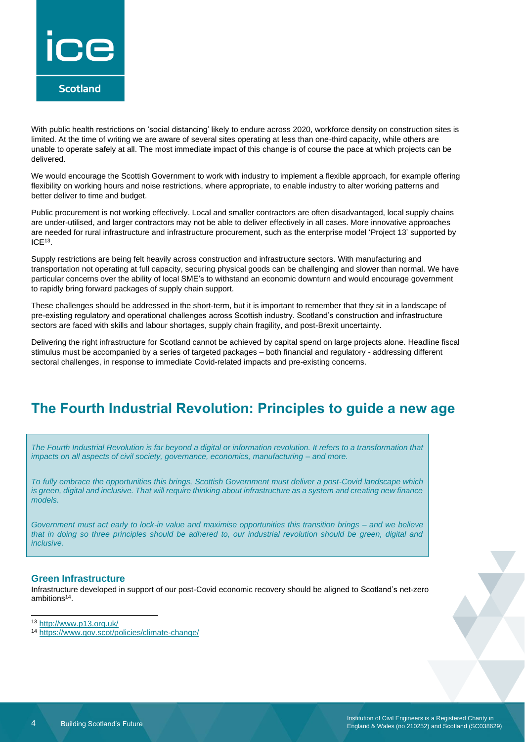With public health restrictions on 'social distancing' likely to endure across 2020, workforce density on construction sites is limited. At the time of writing we are aware of several sites operating at less than one-third capacity, while others are unable to operate safely at all. The most immediate impact of this change is of course the pace at which projects can be delivered.

We would encourage the Scottish Government to work with industry to implement a flexible approach, for example offering flexibility on working hours and noise restrictions, where appropriate, to enable industry to alter working patterns and better deliver to time and budget.

Public procurement is not working effectively. Local and smaller contractors are often disadvantaged, local supply chains are under-utilised, and larger contractors may not be able to deliver effectively in all cases. More innovative approaches are needed for rural infrastructure and infrastructure procurement, such as the enterprise model 'Project 13' supported by ICE[13].

Supply restrictions are being felt heavily across construction and infrastructure sectors. With manufacturing and transportation not operating at full capacity, securing physical goods can be challenging and slower than normal. We have particular concerns over the ability of local SME's to withstand an economic downturn and would encourage government to rapidly bring forward packages of supply chain support.

These challenges should be addressed in the short-term, but it is important to remember that they sit in a landscape of pre-existing regulatory and operational challenges across Scottish industry. Scotland's construction and infrastructure sectors are faced with skills and labour shortages, supply chain fragility, and post-Brexit uncertainty.

Delivering the right infrastructure for Scotland cannot be achieved by capital spend on large projects alone. Headline fiscal stimulus must be accompanied by a series of targeted packages – both financial and regulatory - addressing different sectoral challenges, in response to immediate Covid-related impacts and pre-existing concerns.

## The Fourth Industrial Revolution: Principles to guide a new age

*The Fourth Industrial Revolution is far beyond a digital or information revolution. It refers to a transformation that impacts on all aspects of civil society, governance, economics, manufacturing – and more.*

*To fully embrace the opportunities this brings, Scottish Government must deliver a post-Covid landscape which is green, digital and inclusive. That will require thinking about infrastructure as a system and creating new finance models.*

*Government must act early to lock-in value and maximise opportunities this transition brings – and we believe that in doing so three principles should be adhered to, our industrial revolution should be green, digital and inclusive.*

### Green Infrastructure

Infrastructure developed in support of our post-Covid economic recovery should be aligned to Scotland's net-zero ambitions[14].

[13] http://www.p13.org.uk/

[14] https://www.gov.scot/policies/climate-change/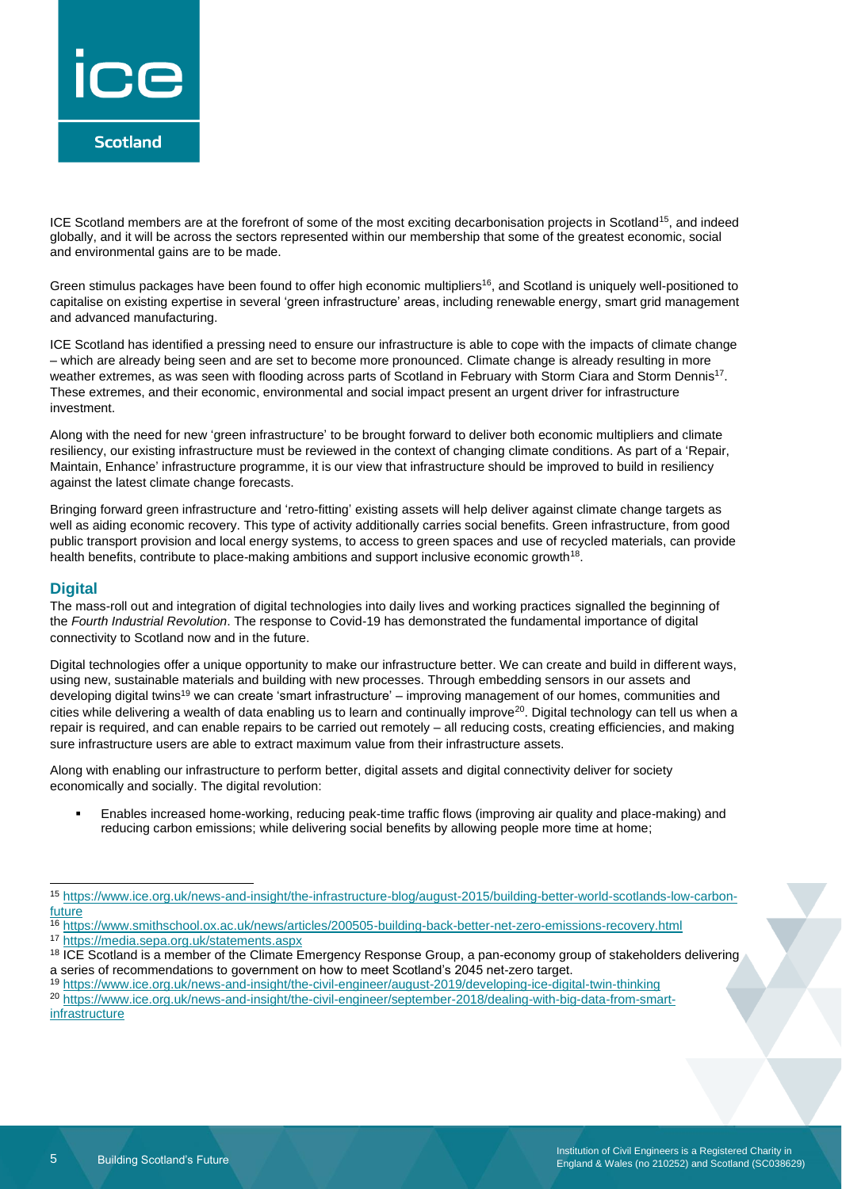ICE Scotland members are at the forefront of some of the most exciting decarbonisation projects in Scotland[15], and indeed globally, and it will be across the sectors represented within our membership that some of the greatest economic, social and environmental gains are to be made.

Green stimulus packages have been found to offer high economic multipliers[16], and Scotland is uniquely well-positioned to capitalise on existing expertise in several 'green infrastructure' areas, including renewable energy, smart grid management and advanced manufacturing.

ICE Scotland has identified a pressing need to ensure our infrastructure is able to cope with the impacts of climate change – which are already being seen and are set to become more pronounced. Climate change is already resulting in more weather extremes, as was seen with flooding across parts of Scotland in February with Storm Ciara and Storm Dennis[17]. These extremes, and their economic, environmental and social impact present an urgent driver for infrastructure investment.

Along with the need for new 'green infrastructure' to be brought forward to deliver both economic multipliers and climate resiliency, our existing infrastructure must be reviewed in the context of changing climate conditions. As part of a 'Repair, Maintain, Enhance' infrastructure programme, it is our view that infrastructure should be improved to build in resiliency against the latest climate change forecasts.

Bringing forward green infrastructure and 'retro-fitting' existing assets will help deliver against climate change targets as well as aiding economic recovery. This type of activity additionally carries social benefits. Green infrastructure, from good public transport provision and local energy systems, to access to green spaces and use of recycled materials, can provide health benefits, contribute to place-making ambitions and support inclusive economic growth[18].

## Digital

The mass-roll out and integration of digital technologies into daily lives and working practices signalled the beginning of the *Fourth Industrial Revolution*. The response to Covid-19 has demonstrated the fundamental importance of digital connectivity to Scotland now and in the future.

Digital technologies offer a unique opportunity to make our infrastructure better. We can create and build in different ways, using new, sustainable materials and building with new processes. Through embedding sensors in our assets and developing digital twins[19] we can create 'smart infrastructure' – improving management of our homes, communities and cities while delivering a wealth of data enabling us to learn and continually improve[20]. Digital technology can tell us when a repair is required, and can enable repairs to be carried out remotely – all reducing costs, creating efficiencies, and making sure infrastructure users are able to extract maximum value from their infrastructure assets.

Along with enabling our infrastructure to perform better, digital assets and digital connectivity deliver for society economically and socially. The digital revolution:

- Enables increased home-working, reducing peak-time traffic flows (improving air quality and place-making) and reducing carbon emissions; while delivering social benefits by allowing people more time at home;

---

[15] https://www.ice.org.uk/news-and-insight/the-infrastructure-blog/august-2015/building-better-world-scotlands-low-carbon-future

[16] https://www.smithschool.ox.ac.uk/news/articles/200505-building-back-better-net-zero-emissions-recovery.html

[17] https://media.sepa.org.uk/statements.aspx

[18] ICE Scotland is a member of the Climate Emergency Response Group, a pan-economy group of stakeholders delivering a series of recommendations to government on how to meet Scotland's 2045 net-zero target.

[19] https://www.ice.org.uk/news-and-insight/the-civil-engineer/august-2019/developing-ice-digital-twin-thinking

[20] https://www.ice.org.uk/news-and-insight/the-civil-engineer/september-2018/dealing-with-big-data-from-smart-infrastructure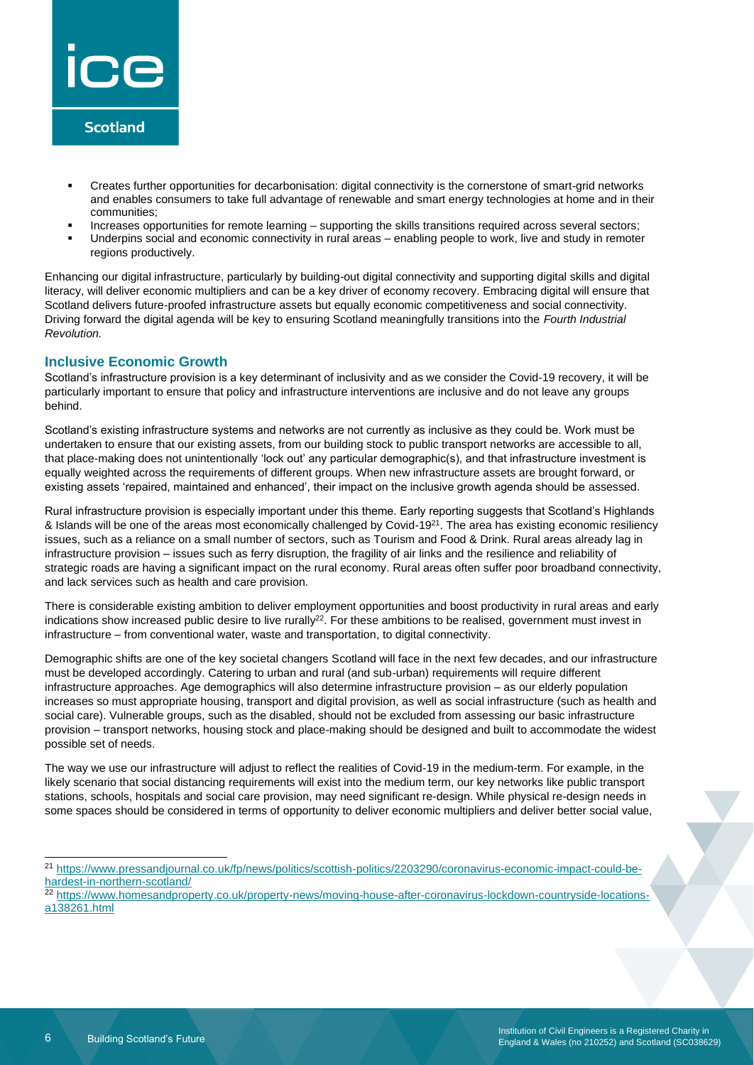- Creates further opportunities for decarbonisation: digital connectivity is the cornerstone of smart-grid networks and enables consumers to take full advantage of renewable and smart energy technologies at home and in their communities;
- Increases opportunities for remote learning – supporting the skills transitions required across several sectors;
- Underpins social and economic connectivity in rural areas – enabling people to work, live and study in remoter regions productively.

Enhancing our digital infrastructure, particularly by building-out digital connectivity and supporting digital skills and digital literacy, will deliver economic multipliers and can be a key driver of economy recovery. Embracing digital will ensure that Scotland delivers future-proofed infrastructure assets but equally economic competitiveness and social connectivity. Driving forward the digital agenda will be key to ensuring Scotland meaningfully transitions into the *Fourth Industrial Revolution.*

## Inclusive Economic Growth

Scotland's infrastructure provision is a key determinant of inclusivity and as we consider the Covid-19 recovery, it will be particularly important to ensure that policy and infrastructure interventions are inclusive and do not leave any groups behind.

Scotland's existing infrastructure systems and networks are not currently as inclusive as they could be. Work must be undertaken to ensure that our existing assets, from our building stock to public transport networks are accessible to all, that place-making does not unintentionally 'lock out' any particular demographic(s), and that infrastructure investment is equally weighted across the requirements of different groups. When new infrastructure assets are brought forward, or existing assets 'repaired, maintained and enhanced', their impact on the inclusive growth agenda should be assessed.

Rural infrastructure provision is especially important under this theme. Early reporting suggests that Scotland's Highlands & Islands will be one of the areas most economically challenged by Covid-19[21]. The area has existing economic resiliency issues, such as a reliance on a small number of sectors, such as Tourism and Food & Drink. Rural areas already lag in infrastructure provision – issues such as ferry disruption, the fragility of air links and the resilience and reliability of strategic roads are having a significant impact on the rural economy. Rural areas often suffer poor broadband connectivity, and lack services such as health and care provision.

There is considerable existing ambition to deliver employment opportunities and boost productivity in rural areas and early indications show increased public desire to live rurally[22]. For these ambitions to be realised, government must invest in infrastructure – from conventional water, waste and transportation, to digital connectivity.

Demographic shifts are one of the key societal changers Scotland will face in the next few decades, and our infrastructure must be developed accordingly. Catering to urban and rural (and sub-urban) requirements will require different infrastructure approaches. Age demographics will also determine infrastructure provision – as our elderly population increases so must appropriate housing, transport and digital provision, as well as social infrastructure (such as health and social care). Vulnerable groups, such as the disabled, should not be excluded from assessing our basic infrastructure provision – transport networks, housing stock and place-making should be designed and built to accommodate the widest possible set of needs.

The way we use our infrastructure will adjust to reflect the realities of Covid-19 in the medium-term. For example, in the likely scenario that social distancing requirements will exist into the medium term, our key networks like public transport stations, schools, hospitals and social care provision, may need significant re-design. While physical re-design needs in some spaces should be considered in terms of opportunity to deliver economic multipliers and deliver better social value,

---

[21] https://www.pressandjournal.co.uk/fp/news/politics/scottish-politics/2203290/coronavirus-economic-impact-could-be-hardest-in-northern-scotland/

[22] https://www.homesandproperty.co.uk/property-news/moving-house-after-coronavirus-lockdown-countryside-locations-a138261.html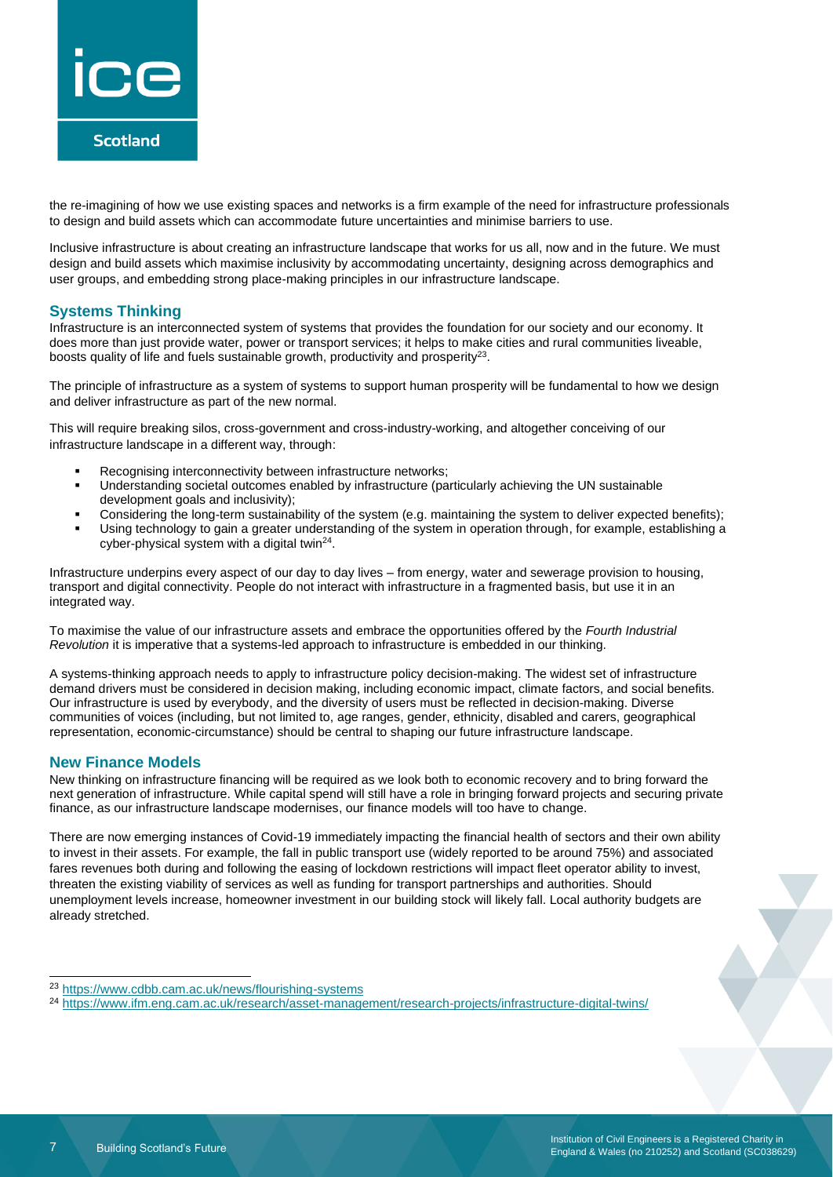the re-imagining of how we use existing spaces and networks is a firm example of the need for infrastructure professionals to design and build assets which can accommodate future uncertainties and minimise barriers to use.

Inclusive infrastructure is about creating an infrastructure landscape that works for us all, now and in the future. We must design and build assets which maximise inclusivity by accommodating uncertainty, designing across demographics and user groups, and embedding strong place-making principles in our infrastructure landscape.

## Systems Thinking

Infrastructure is an interconnected system of systems that provides the foundation for our society and our economy. It does more than just provide water, power or transport services; it helps to make cities and rural communities liveable, boosts quality of life and fuels sustainable growth, productivity and prosperity[23].

The principle of infrastructure as a system of systems to support human prosperity will be fundamental to how we design and deliver infrastructure as part of the new normal.

This will require breaking silos, cross-government and cross-industry-working, and altogether conceiving of our infrastructure landscape in a different way, through:

- Recognising interconnectivity between infrastructure networks;
- Understanding societal outcomes enabled by infrastructure (particularly achieving the UN sustainable development goals and inclusivity);
- Considering the long-term sustainability of the system (e.g. maintaining the system to deliver expected benefits);
- Using technology to gain a greater understanding of the system in operation through, for example, establishing a cyber-physical system with a digital twin[24].

Infrastructure underpins every aspect of our day to day lives – from energy, water and sewerage provision to housing, transport and digital connectivity. People do not interact with infrastructure in a fragmented basis, but use it in an integrated way.

To maximise the value of our infrastructure assets and embrace the opportunities offered by the *Fourth Industrial Revolution* it is imperative that a systems-led approach to infrastructure is embedded in our thinking.

A systems-thinking approach needs to apply to infrastructure policy decision-making. The widest set of infrastructure demand drivers must be considered in decision making, including economic impact, climate factors, and social benefits. Our infrastructure is used by everybody, and the diversity of users must be reflected in decision-making. Diverse communities of voices (including, but not limited to, age ranges, gender, ethnicity, disabled and carers, geographical representation, economic-circumstance) should be central to shaping our future infrastructure landscape.

## New Finance Models

New thinking on infrastructure financing will be required as we look both to economic recovery and to bring forward the next generation of infrastructure. While capital spend will still have a role in bringing forward projects and securing private finance, as our infrastructure landscape modernises, our finance models will too have to change.

There are now emerging instances of Covid-19 immediately impacting the financial health of sectors and their own ability to invest in their assets. For example, the fall in public transport use (widely reported to be around 75%) and associated fares revenues both during and following the easing of lockdown restrictions will impact fleet operator ability to invest, threaten the existing viability of services as well as funding for transport partnerships and authorities. Should unemployment levels increase, homeowner investment in our building stock will likely fall. Local authority budgets are already stretched.

---

[23] https://www.cdbb.cam.ac.uk/news/flourishing-systems

[24] https://www.ifm.eng.cam.ac.uk/research/asset-management/research-projects/infrastructure-digital-twins/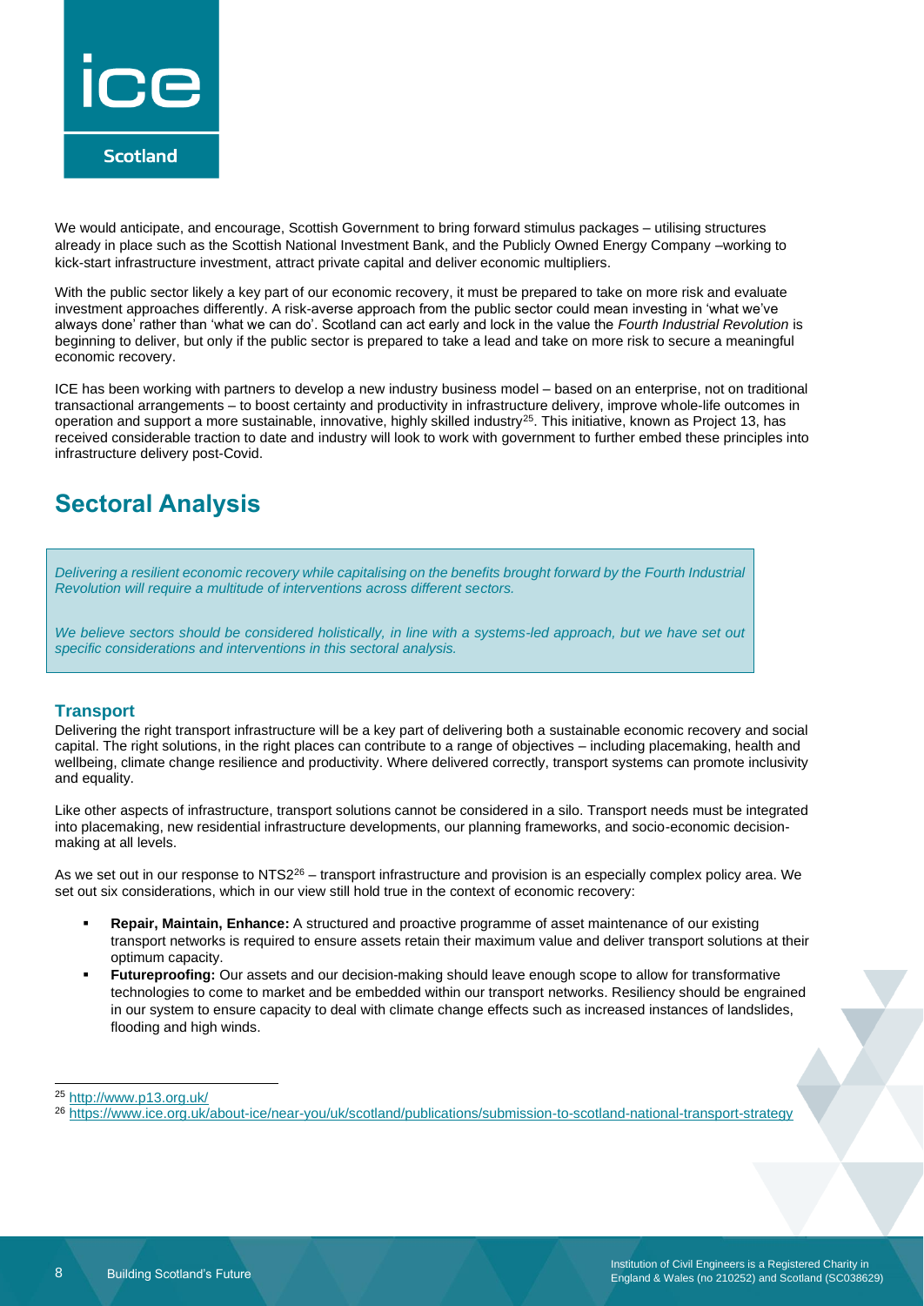We would anticipate, and encourage, Scottish Government to bring forward stimulus packages – utilising structures already in place such as the Scottish National Investment Bank, and the Publicly Owned Energy Company –working to kick-start infrastructure investment, attract private capital and deliver economic multipliers.

With the public sector likely a key part of our economic recovery, it must be prepared to take on more risk and evaluate investment approaches differently. A risk-averse approach from the public sector could mean investing in 'what we've always done' rather than 'what we can do'. Scotland can act early and lock in the value the *Fourth Industrial Revolution* is beginning to deliver, but only if the public sector is prepared to take a lead and take on more risk to secure a meaningful economic recovery.

ICE has been working with partners to develop a new industry business model – based on an enterprise, not on traditional transactional arrangements – to boost certainty and productivity in infrastructure delivery, improve whole-life outcomes in operation and support a more sustainable, innovative, highly skilled industry[25]. This initiative, known as Project 13, has received considerable traction to date and industry will look to work with government to further embed these principles into infrastructure delivery post-Covid.

## Sectoral Analysis

*Delivering a resilient economic recovery while capitalising on the benefits brought forward by the Fourth Industrial Revolution will require a multitude of interventions across different sectors.*

*We believe sectors should be considered holistically, in line with a systems-led approach, but we have set out specific considerations and interventions in this sectoral analysis.*

### Transport

Delivering the right transport infrastructure will be a key part of delivering both a sustainable economic recovery and social capital. The right solutions, in the right places can contribute to a range of objectives – including placemaking, health and wellbeing, climate change resilience and productivity. Where delivered correctly, transport systems can promote inclusivity and equality.

Like other aspects of infrastructure, transport solutions cannot be considered in a silo. Transport needs must be integrated into placemaking, new residential infrastructure developments, our planning frameworks, and socio-economic decision-making at all levels.

As we set out in our response to NTS2[26] – transport infrastructure and provision is an especially complex policy area. We set out six considerations, which in our view still hold true in the context of economic recovery:

- **Repair, Maintain, Enhance:** A structured and proactive programme of asset maintenance of our existing transport networks is required to ensure assets retain their maximum value and deliver transport solutions at their optimum capacity.
- **Futureproofing:** Our assets and our decision-making should leave enough scope to allow for transformative technologies to come to market and be embedded within our transport networks. Resiliency should be engrained in our system to ensure capacity to deal with climate change effects such as increased instances of landslides, flooding and high winds.

[25] http://www.p13.org.uk/

[26] https://www.ice.org.uk/about-ice/near-you/uk/scotland/publications/submission-to-scotland-national-transport-strategy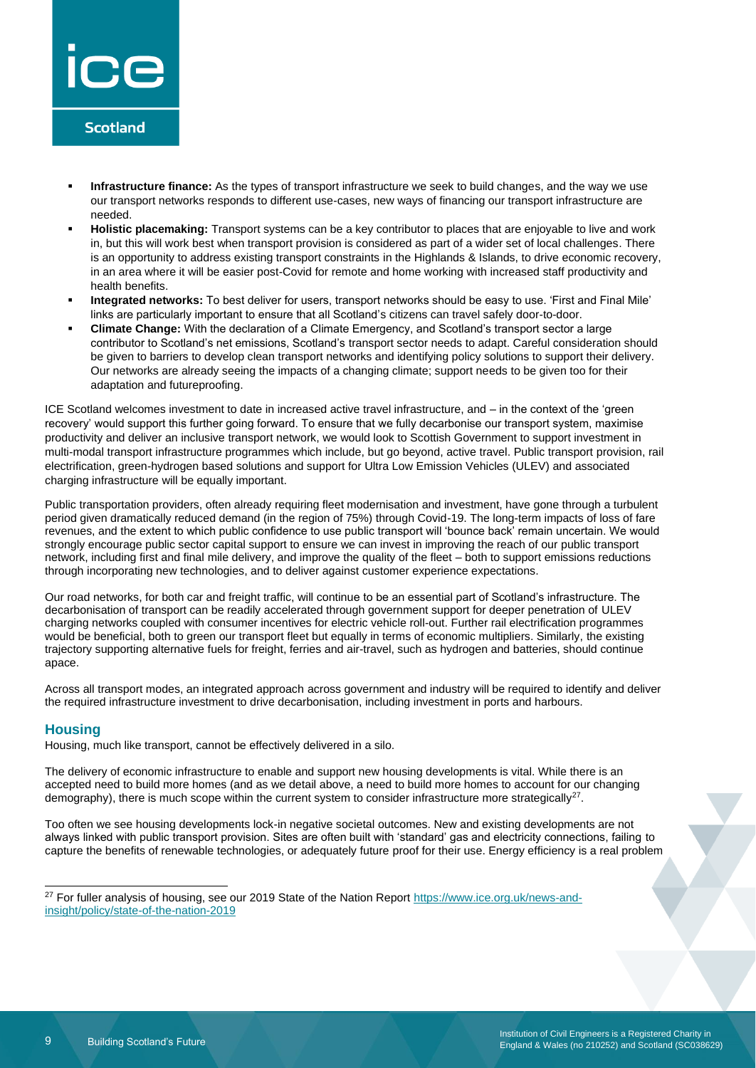- **Infrastructure finance:** As the types of transport infrastructure we seek to build changes, and the way we use our transport networks responds to different use-cases, new ways of financing our transport infrastructure are needed.
- **Holistic placemaking:** Transport systems can be a key contributor to places that are enjoyable to live and work in, but this will work best when transport provision is considered as part of a wider set of local challenges. There is an opportunity to address existing transport constraints in the Highlands & Islands, to drive economic recovery, in an area where it will be easier post-Covid for remote and home working with increased staff productivity and health benefits.
- **Integrated networks:** To best deliver for users, transport networks should be easy to use. 'First and Final Mile' links are particularly important to ensure that all Scotland's citizens can travel safely door-to-door.
- **Climate Change:** With the declaration of a Climate Emergency, and Scotland's transport sector a large contributor to Scotland's net emissions, Scotland's transport sector needs to adapt. Careful consideration should be given to barriers to develop clean transport networks and identifying policy solutions to support their delivery. Our networks are already seeing the impacts of a changing climate; support needs to be given too for their adaptation and futureproofing.

ICE Scotland welcomes investment to date in increased active travel infrastructure, and – in the context of the 'green recovery' would support this further going forward. To ensure that we fully decarbonise our transport system, maximise productivity and deliver an inclusive transport network, we would look to Scottish Government to support investment in multi-modal transport infrastructure programmes which include, but go beyond, active travel. Public transport provision, rail electrification, green-hydrogen based solutions and support for Ultra Low Emission Vehicles (ULEV) and associated charging infrastructure will be equally important.

Public transportation providers, often already requiring fleet modernisation and investment, have gone through a turbulent period given dramatically reduced demand (in the region of 75%) through Covid-19. The long-term impacts of loss of fare revenues, and the extent to which public confidence to use public transport will 'bounce back' remain uncertain. We would strongly encourage public sector capital support to ensure we can invest in improving the reach of our public transport network, including first and final mile delivery, and improve the quality of the fleet – both to support emissions reductions through incorporating new technologies, and to deliver against customer experience expectations.

Our road networks, for both car and freight traffic, will continue to be an essential part of Scotland's infrastructure. The decarbonisation of transport can be readily accelerated through government support for deeper penetration of ULEV charging networks coupled with consumer incentives for electric vehicle roll-out. Further rail electrification programmes would be beneficial, both to green our transport fleet but equally in terms of economic multipliers. Similarly, the existing trajectory supporting alternative fuels for freight, ferries and air-travel, such as hydrogen and batteries, should continue apace.

Across all transport modes, an integrated approach across government and industry will be required to identify and deliver the required infrastructure investment to drive decarbonisation, including investment in ports and harbours.

## Housing

Housing, much like transport, cannot be effectively delivered in a silo.

The delivery of economic infrastructure to enable and support new housing developments is vital. While there is an accepted need to build more homes (and as we detail above, a need to build more homes to account for our changing demography), there is much scope within the current system to consider infrastructure more strategically[27].

Too often we see housing developments lock-in negative societal outcomes. New and existing developments are not always linked with public transport provision. Sites are often built with 'standard' gas and electricity connections, failing to capture the benefits of renewable technologies, or adequately future proof for their use. Energy efficiency is a real problem

[27] For fuller analysis of housing, see our 2019 State of the Nation Report https://www.ice.org.uk/news-and-insight/policy/state-of-the-nation-2019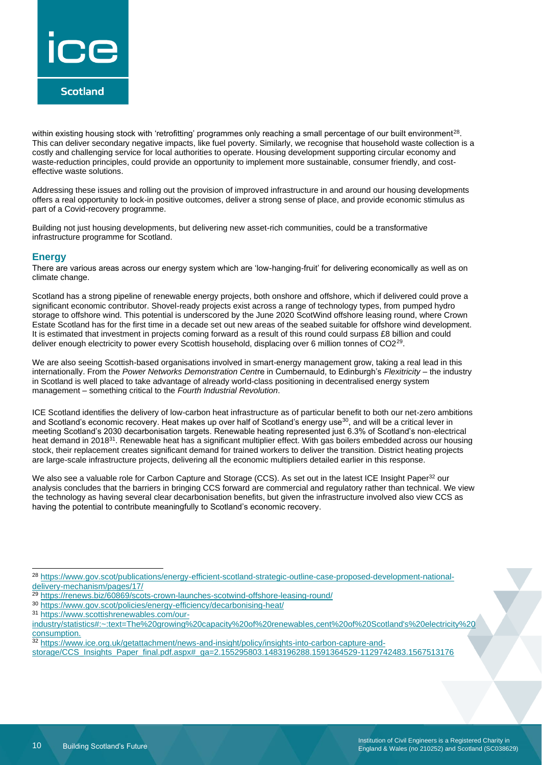within existing housing stock with 'retrofitting' programmes only reaching a small percentage of our built environment[28]. This can deliver secondary negative impacts, like fuel poverty. Similarly, we recognise that household waste collection is a costly and challenging service for local authorities to operate. Housing development supporting circular economy and waste-reduction principles, could provide an opportunity to implement more sustainable, consumer friendly, and cost-effective waste solutions.

Addressing these issues and rolling out the provision of improved infrastructure in and around our housing developments offers a real opportunity to lock-in positive outcomes, deliver a strong sense of place, and provide economic stimulus as part of a Covid-recovery programme.

Building not just housing developments, but delivering new asset-rich communities, could be a transformative infrastructure programme for Scotland.

## Energy

There are various areas across our energy system which are 'low-hanging-fruit' for delivering economically as well as on climate change.

Scotland has a strong pipeline of renewable energy projects, both onshore and offshore, which if delivered could prove a significant economic contributor. Shovel-ready projects exist across a range of technology types, from pumped hydro storage to offshore wind. This potential is underscored by the June 2020 ScotWind offshore leasing round, where Crown Estate Scotland has for the first time in a decade set out new areas of the seabed suitable for offshore wind development. It is estimated that investment in projects coming forward as a result of this round could surpass £8 billion and could deliver enough electricity to power every Scottish household, displacing over 6 million tonnes of $CO_2$[29].

We are also seeing Scottish-based organisations involved in smart-energy management grow, taking a real lead in this internationally. From the *Power Networks Demonstration Centre* in Cumbernauld, to Edinburgh's *Flexitricity* – the industry in Scotland is well placed to take advantage of already world-class positioning in decentralised energy system management – something critical to the *Fourth Industrial Revolution*.

ICE Scotland identifies the delivery of low-carbon heat infrastructure as of particular benefit to both our net-zero ambitions and Scotland's economic recovery. Heat makes up over half of Scotland's energy use[30], and will be a critical lever in meeting Scotland's 2030 decarbonisation targets. Renewable heating represented just 6.3% of Scotland's non-electrical heat demand in 2018[31]. Renewable heat has a significant multiplier effect. With gas boilers embedded across our housing stock, their replacement creates significant demand for trained workers to deliver the transition. District heating projects are large-scale infrastructure projects, delivering all the economic multipliers detailed earlier in this response.

We also see a valuable role for Carbon Capture and Storage (CCS). As set out in the latest ICE Insight Paper[32] our analysis concludes that the barriers in bringing CCS forward are commercial and regulatory rather than technical. We view the technology as having several clear decarbonisation benefits, but given the infrastructure involved also view CCS as having the potential to contribute meaningfully to Scotland's economic recovery.

---

[28] https://www.gov.scot/publications/energy-efficient-scotland-strategic-outline-case-proposed-development-national-delivery-mechanism/pages/17/

[29] https://renews.biz/60869/scots-crown-launches-scotwind-offshore-leasing-round/

[30] https://www.gov.scot/policies/energy-efficiency/decarbonising-heat/

[31] https://www.scottishrenewables.com/our-industry/statistics#:~:text=The%20growing%20capacity%20of%20renewables,cent%20of%20Scotland's%20electricity%20consumption.

[32] https://www.ice.org.uk/getattachment/news-and-insight/policy/insights-into-carbon-capture-and-storage/CCS_Insights_Paper_final.pdf.aspx#_ga=2.155295803.1483196288.1591364529-1129742483.1567513176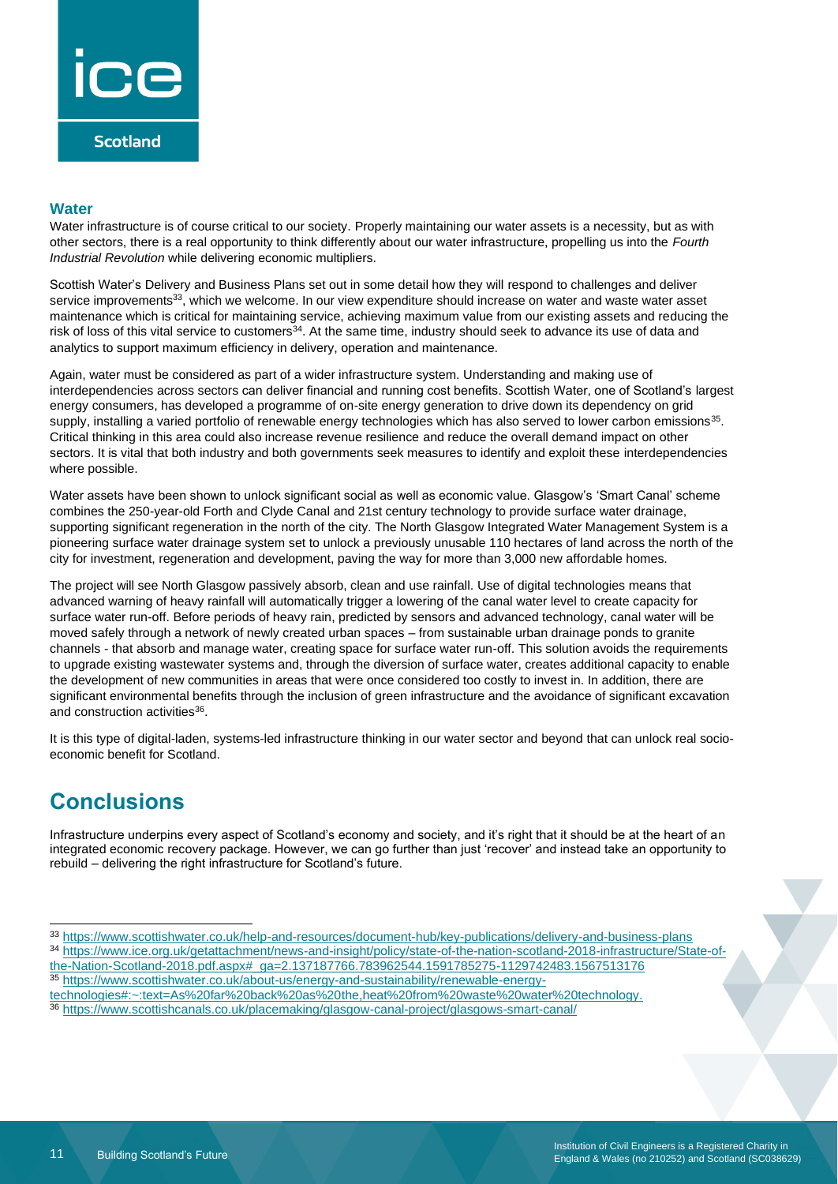## Water

Water infrastructure is of course critical to our society. Properly maintaining our water assets is a necessity, but as with other sectors, there is a real opportunity to think differently about our water infrastructure, propelling us into the *Fourth Industrial Revolution* while delivering economic multipliers.

Scottish Water's Delivery and Business Plans set out in some detail how they will respond to challenges and deliver service improvements[33], which we welcome. In our view expenditure should increase on water and waste water asset maintenance which is critical for maintaining service, achieving maximum value from our existing assets and reducing the risk of loss of this vital service to customers[34]. At the same time, industry should seek to advance its use of data and analytics to support maximum efficiency in delivery, operation and maintenance.

Again, water must be considered as part of a wider infrastructure system. Understanding and making use of interdependencies across sectors can deliver financial and running cost benefits. Scottish Water, one of Scotland's largest energy consumers, has developed a programme of on-site energy generation to drive down its dependency on grid supply, installing a varied portfolio of renewable energy technologies which has also served to lower carbon emissions[35]. Critical thinking in this area could also increase revenue resilience and reduce the overall demand impact on other sectors. It is vital that both industry and both governments seek measures to identify and exploit these interdependencies where possible.

Water assets have been shown to unlock significant social as well as economic value. Glasgow's 'Smart Canal' scheme combines the 250-year-old Forth and Clyde Canal and 21st century technology to provide surface water drainage, supporting significant regeneration in the north of the city. The North Glasgow Integrated Water Management System is a pioneering surface water drainage system set to unlock a previously unusable 110 hectares of land across the north of the city for investment, regeneration and development, paving the way for more than 3,000 new affordable homes.

The project will see North Glasgow passively absorb, clean and use rainfall. Use of digital technologies means that advanced warning of heavy rainfall will automatically trigger a lowering of the canal water level to create capacity for surface water run-off. Before periods of heavy rain, predicted by sensors and advanced technology, canal water will be moved safely through a network of newly created urban spaces – from sustainable urban drainage ponds to granite channels - that absorb and manage water, creating space for surface water run-off. This solution avoids the requirements to upgrade existing wastewater systems and, through the diversion of surface water, creates additional capacity to enable the development of new communities in areas that were once considered too costly to invest in. In addition, there are significant environmental benefits through the inclusion of green infrastructure and the avoidance of significant excavation and construction activities[36].

It is this type of digital-laden, systems-led infrastructure thinking in our water sector and beyond that can unlock real socio-economic benefit for Scotland.

# Conclusions

Infrastructure underpins every aspect of Scotland's economy and society, and it's right that it should be at the heart of an integrated economic recovery package. However, we can go further than just 'recover' and instead take an opportunity to rebuild – delivering the right infrastructure for Scotland's future.

---

[33] https://www.scottishwater.co.uk/help-and-resources/document-hub/key-publications/delivery-and-business-plans

[34] https://www.ice.org.uk/getattachment/news-and-insight/policy/state-of-the-nation-scotland-2018-infrastructure/State-of-the-Nation-Scotland-2018.pdf.aspx#_ga=2.137187766.783962544.1591785275-1129742483.1567513176

[35] https://www.scottishwater.co.uk/about-us/energy-and-sustainability/renewable-energy-technologies#:~:text=As%20far%20back%20as%20the,heat%20from%20waste%20water%20technology.

[36] https://www.scottishcanals.co.uk/placemaking/glasgow-canal-project/glasgows-smart-canal/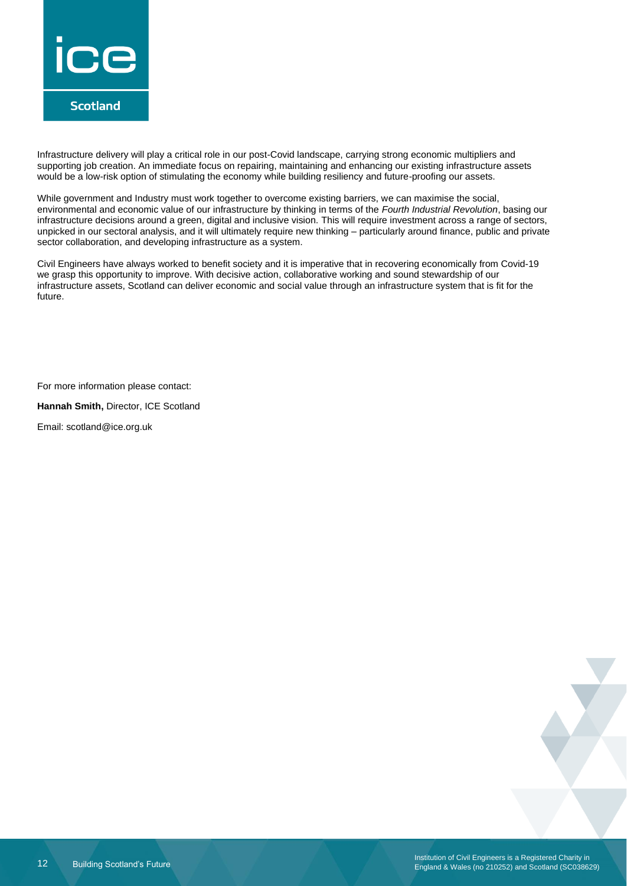Infrastructure delivery will play a critical role in our post-Covid landscape, carrying strong economic multipliers and supporting job creation. An immediate focus on repairing, maintaining and enhancing our existing infrastructure assets would be a low-risk option of stimulating the economy while building resiliency and future-proofing our assets.

While government and Industry must work together to overcome existing barriers, we can maximise the social, environmental and economic value of our infrastructure by thinking in terms of the *Fourth Industrial Revolution*, basing our infrastructure decisions around a green, digital and inclusive vision. This will require investment across a range of sectors, unpicked in our sectoral analysis, and it will ultimately require new thinking – particularly around finance, public and private sector collaboration, and developing infrastructure as a system.

Civil Engineers have always worked to benefit society and it is imperative that in recovering economically from Covid-19 we grasp this opportunity to improve. With decisive action, collaborative working and sound stewardship of our infrastructure assets, Scotland can deliver economic and social value through an infrastructure system that is fit for the future.

For more information please contact:

**Hannah Smith,** Director, ICE Scotland

Email: scotland@ice.org.uk

Institution of Civil Engineers is a Registered Charity in England & Wales (no 210252) and Scotland (SC038629)